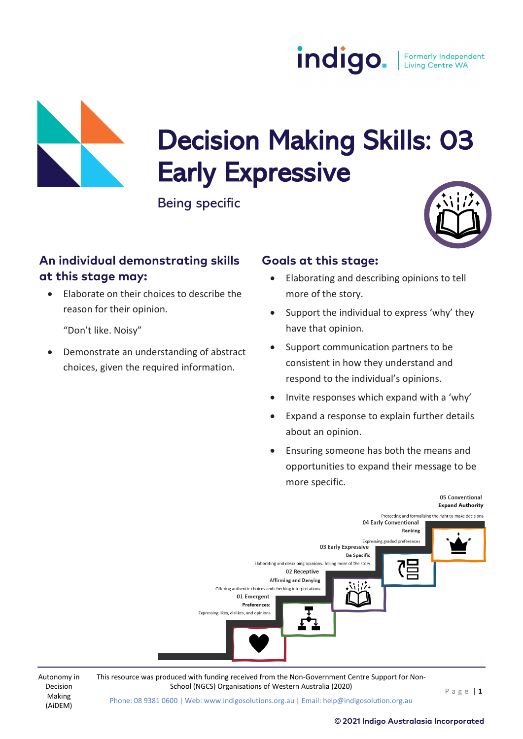# Decision Making Skills: 03 Early Expressive

Being specific

## An individual demonstrating skills at this stage may:

- Elaborate on their choices to describe the reason for their opinion.

  "Don't like. Noisy"

- Demonstrate an understanding of abstract choices, given the required information.

## Goals at this stage:

- Elaborating and describing opinions to tell more of the story.
- Support the individual to express 'why' they have that opinion.
- Support communication partners to be consistent in how they understand and respond to the individual's opinions.
- Invite responses which expand with a 'why'
- Expand a response to explain further details about an opinion.
- Ensuring someone has both the means and opportunities to expand their message to be more specific.

**05 Conventional**
**Expand Authority**
Protecting and formalising the right to make decisions

**04 Early Conventional**
**Ranking**
Expressing graded preferences

**03 Early Expressive**
**Be Specific**
Elaborating and describing opinions. Telling more of the story

**02 Receptive**
**Affirming and Denying**
Offering authentic choices and checking interpretations

**01 Emergent**
**Preferences:**
Expressing likes, dislikes, and opinions

Autonomy in Decision Making (AiDEM)

This resource was produced with funding received from the Non-Government Centre Support for Non-School (NGCS) Organisations of Western Australia (2020)

Phone: 08 9381 0600 | Web: www.indigosolutions.org.au | Email: help@indigosolution.org.au

© 2021 Indigo Australasia Incorporated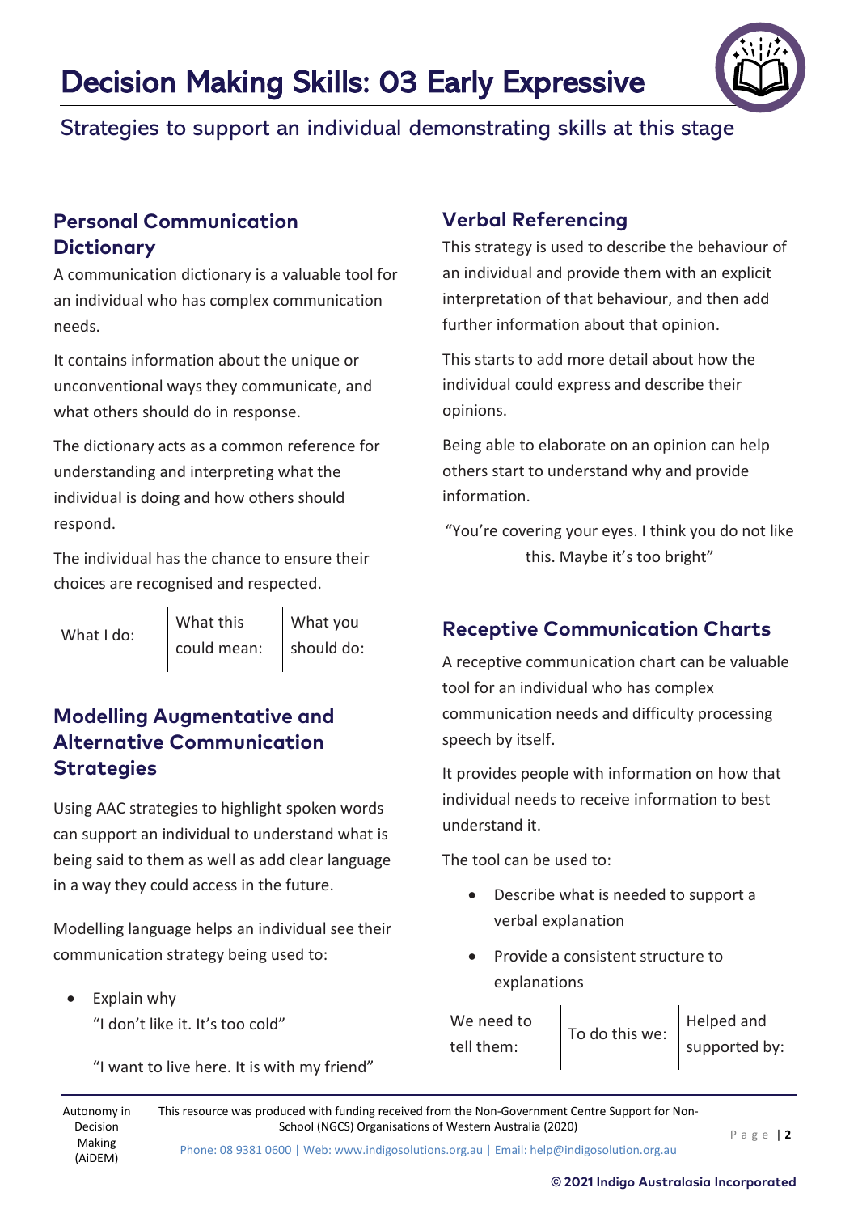# Decision Making Skills: 03 Early Expressive

## Strategies to support an individual demonstrating skills at this stage

### Personal Communication Dictionary

A communication dictionary is a valuable tool for an individual who has complex communication needs.

It contains information about the unique or unconventional ways they communicate, and what others should do in response.

The dictionary acts as a common reference for understanding and interpreting what the individual is doing and how others should respond.

The individual has the chance to ensure their choices are recognised and respected.

| What I do: | What this could mean: | What you should do: |
|---|---|---|

### Modelling Augmentative and Alternative Communication Strategies

Using AAC strategies to highlight spoken words can support an individual to understand what is being said to them as well as add clear language in a way they could access in the future.

Modelling language helps an individual see their communication strategy being used to:

- Explain why
  "I don't like it. It's too cold"

  "I want to live here. It is with my friend"

### Verbal Referencing

This strategy is used to describe the behaviour of an individual and provide them with an explicit interpretation of that behaviour, and then add further information about that opinion.

This starts to add more detail about how the individual could express and describe their opinions.

Being able to elaborate on an opinion can help others start to understand why and provide information.

"You're covering your eyes. I think you do not like this. Maybe it's too bright"

### Receptive Communication Charts

A receptive communication chart can be valuable tool for an individual who has complex communication needs and difficulty processing speech by itself.

It provides people with information on how that individual needs to receive information to best understand it.

The tool can be used to:

- Describe what is needed to support a verbal explanation
- Provide a consistent structure to explanations

| We need to tell them: | To do this we: | Helped and supported by: |
|---|---|---|

Autonomy in Decision Making (AiDEM)

This resource was produced with funding received from the Non-Government Centre Support for Non-School (NGCS) Organisations of Western Australia (2020)

Phone: 08 9381 0600 | Web: www.indigosolutions.org.au | Email: help@indigosolution.org.au

© 2021 Indigo Australasia Incorporated